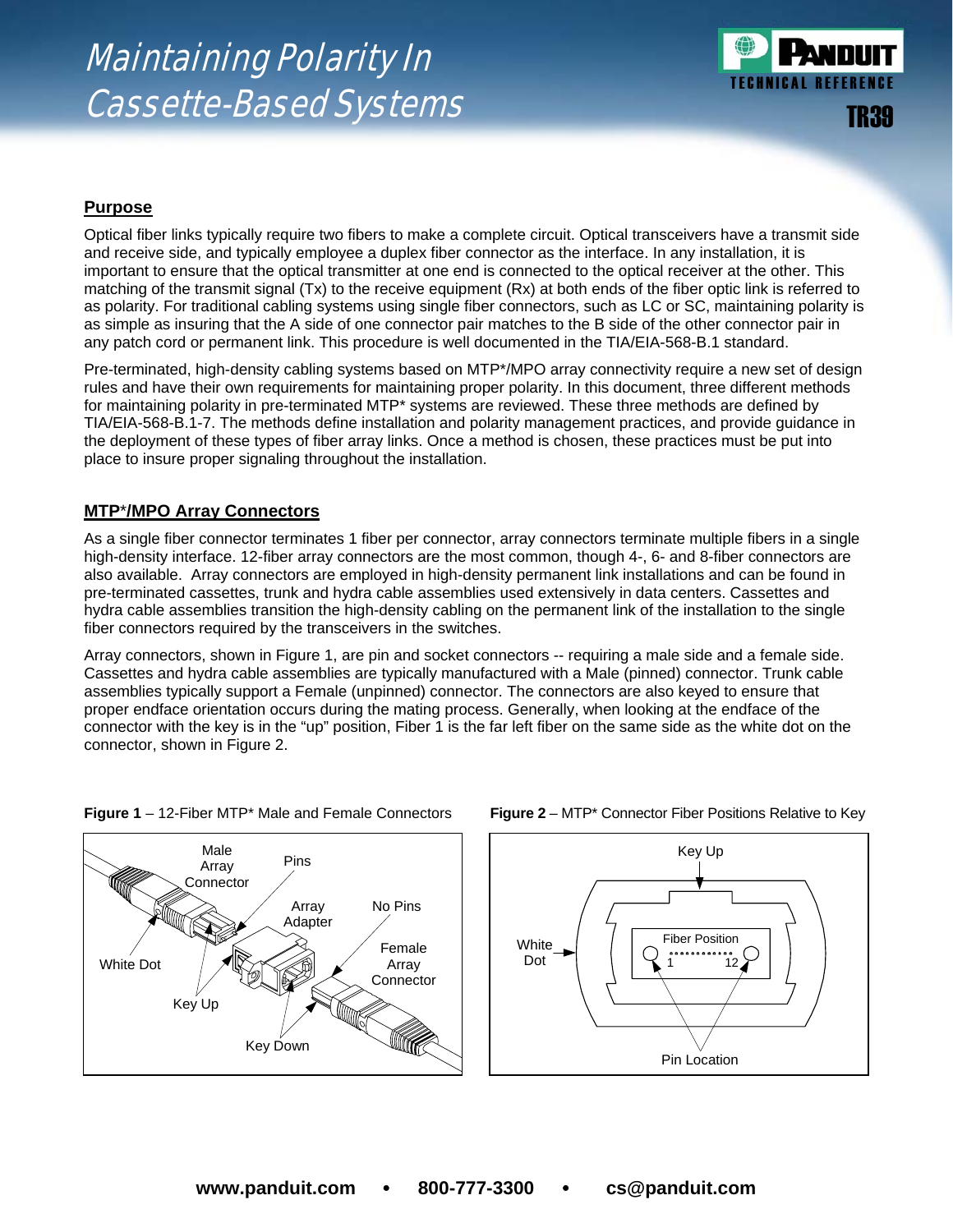# Maintaining Polarity In Cassette-Based Systems

PANDUIT TECHNICAL REFERENCE

TR39

## Purpose

Optical fiber links typically require two fibers to make a complete circuit. Optical transceivers have a transmit side and receive side, and typically employee a duplex fiber connector as the interface. In any installation, it is important to ensure that the optical transmitter at one end is connected to the optical receiver at the other. This matching of the transmit signal (Tx) to the receive equipment (Rx) at both ends of the fiber optic link is referred to as polarity. For traditional cabling systems using single fiber connectors, such as LC or SC, maintaining polarity is as simple as insuring that the A side of one connector pair matches to the B side of the other connector pair in any patch cord or permanent link. This procedure is well documented in the TIA/EIA-568-B.1 standard.

Pre-terminated, high-density cabling systems based on MTP*/MPO array connectivity require a new set of design rules and have their own requirements for maintaining proper polarity. In this document, three different methods for maintaining polarity in pre-terminated MTP* systems are reviewed. These three methods are defined by TIA/EIA-568-B.1-7. The methods define installation and polarity management practices, and provide guidance in the deployment of these types of fiber array links. Once a method is chosen, these practices must be put into place to insure proper signaling throughout the installation.

## MTP*/MPO Array Connectors

As a single fiber connector terminates 1 fiber per connector, array connectors terminate multiple fibers in a single high-density interface. 12-fiber array connectors are the most common, though 4-, 6- and 8-fiber connectors are also available. Array connectors are employed in high-density permanent link installations and can be found in pre-terminated cassettes, trunk and hydra cable assemblies used extensively in data centers. Cassettes and hydra cable assemblies transition the high-density cabling on the permanent link of the installation to the single fiber connectors required by the transceivers in the switches.

Array connectors, shown in Figure 1, are pin and socket connectors -- requiring a male side and a female side. Cassettes and hydra cable assemblies are typically manufactured with a Male (pinned) connector. Trunk cable assemblies typically support a Female (unpinned) connector. The connectors are also keyed to ensure that proper endface orientation occurs during the mating process. Generally, when looking at the endface of the connector with the key is in the "up" position, Fiber 1 is the far left fiber on the same side as the white dot on the connector, shown in Figure 2.

**Figure 1** – 12-Fiber MTP* Male and Female Connectors

Male Array Connector
Pins
Array Adapter
No Pins
Female Array Connector
White Dot
Key Up
Key Down

**Figure 2** – MTP* Connector Fiber Positions Relative to Key

Key Up
White Dot
Fiber Position
1
12
Pin Location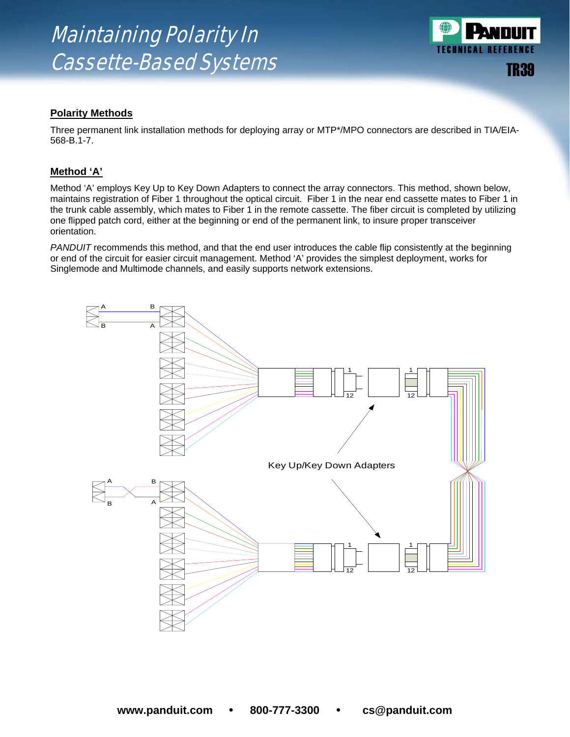## Polarity Methods

Three permanent link installation methods for deploying array or MTP*/MPO connectors are described in TIA/EIA-568-B.1-7.

## Method 'A'

Method 'A' employs Key Up to Key Down Adapters to connect the array connectors. This method, shown below, maintains registration of Fiber 1 throughout the optical circuit. Fiber 1 in the near end cassette mates to Fiber 1 in the trunk cable assembly, which mates to Fiber 1 in the remote cassette. The fiber circuit is completed by utilizing one flipped patch cord, either at the beginning or end of the permanent link, to insure proper transceiver orientation.

*PANDUIT* recommends this method, and that the end user introduces the cable flip consistently at the beginning or end of the circuit for easier circuit management. Method 'A' provides the simplest deployment, works for Singlemode and Multimode channels, and easily supports network extensions.

A
B
B
A
1
12
1
12
Key Up/Key Down Adapters
A
B
B
A
1
12
1
12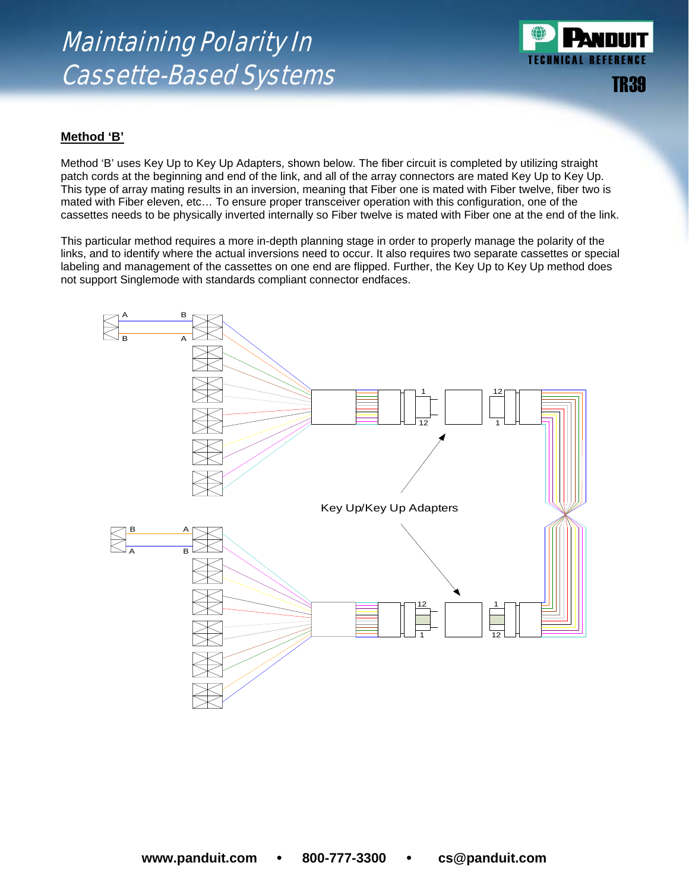## Method 'B'

Method 'B' uses Key Up to Key Up Adapters, shown below. The fiber circuit is completed by utilizing straight patch cords at the beginning and end of the link, and all of the array connectors are mated Key Up to Key Up. This type of array mating results in an inversion, meaning that Fiber one is mated with Fiber twelve, fiber two is mated with Fiber eleven, etc… To ensure proper transceiver operation with this configuration, one of the cassettes needs to be physically inverted internally so Fiber twelve is mated with Fiber one at the end of the link.

This particular method requires a more in-depth planning stage in order to properly manage the polarity of the links, and to identify where the actual inversions need to occur. It also requires two separate cassettes or special labeling and management of the cassettes on one end are flipped. Further, the Key Up to Key Up method does not support Singlemode with standards compliant connector endfaces.

A
B
B
A
1
12
12
1
Key Up/Key Up Adapters
B
A
A
B
12
1
1
12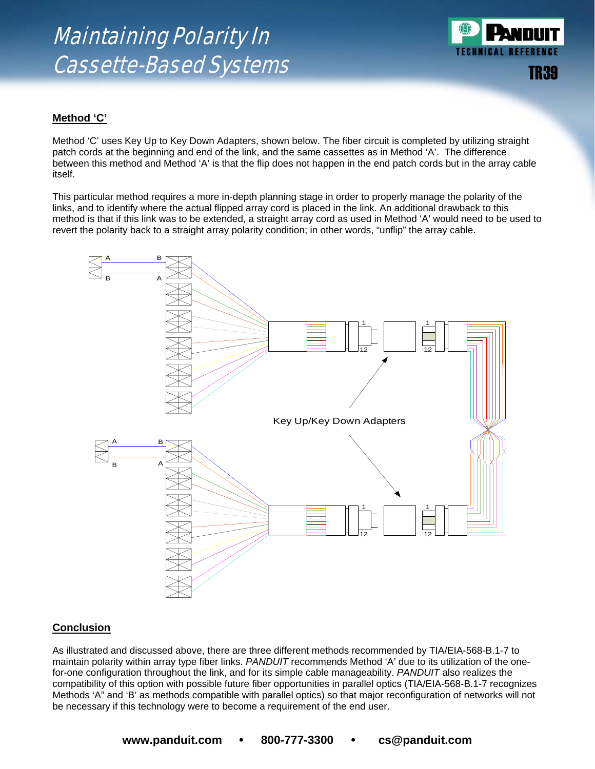## Method 'C'

Method 'C' uses Key Up to Key Down Adapters, shown below. The fiber circuit is completed by utilizing straight patch cords at the beginning and end of the link, and the same cassettes as in Method 'A'. The difference between this method and Method 'A' is that the flip does not happen in the end patch cords but in the array cable itself.

This particular method requires a more in-depth planning stage in order to properly manage the polarity of the links, and to identify where the actual flipped array cord is placed in the link. An additional drawback to this method is that if this link was to be extended, a straight array cord as used in Method 'A' would need to be used to revert the polarity back to a straight array polarity condition; in other words, "unflip" the array cable.

A
B
B
A
1
12
1
12
Key Up/Key Down Adapters
A
B
B
A
1
12
1
12

## Conclusion

As illustrated and discussed above, there are three different methods recommended by TIA/EIA-568-B.1-7 to maintain polarity within array type fiber links. *PANDUIT* recommends Method 'A' due to its utilization of the one-for-one configuration throughout the link, and for its simple cable manageability. *PANDUIT* also realizes the compatibility of this option with possible future fiber opportunities in parallel optics (TIA/EIA-568-B.1-7 recognizes Methods 'A" and 'B' as methods compatible with parallel optics) so that major reconfiguration of networks will not be necessary if this technology were to become a requirement of the end user.